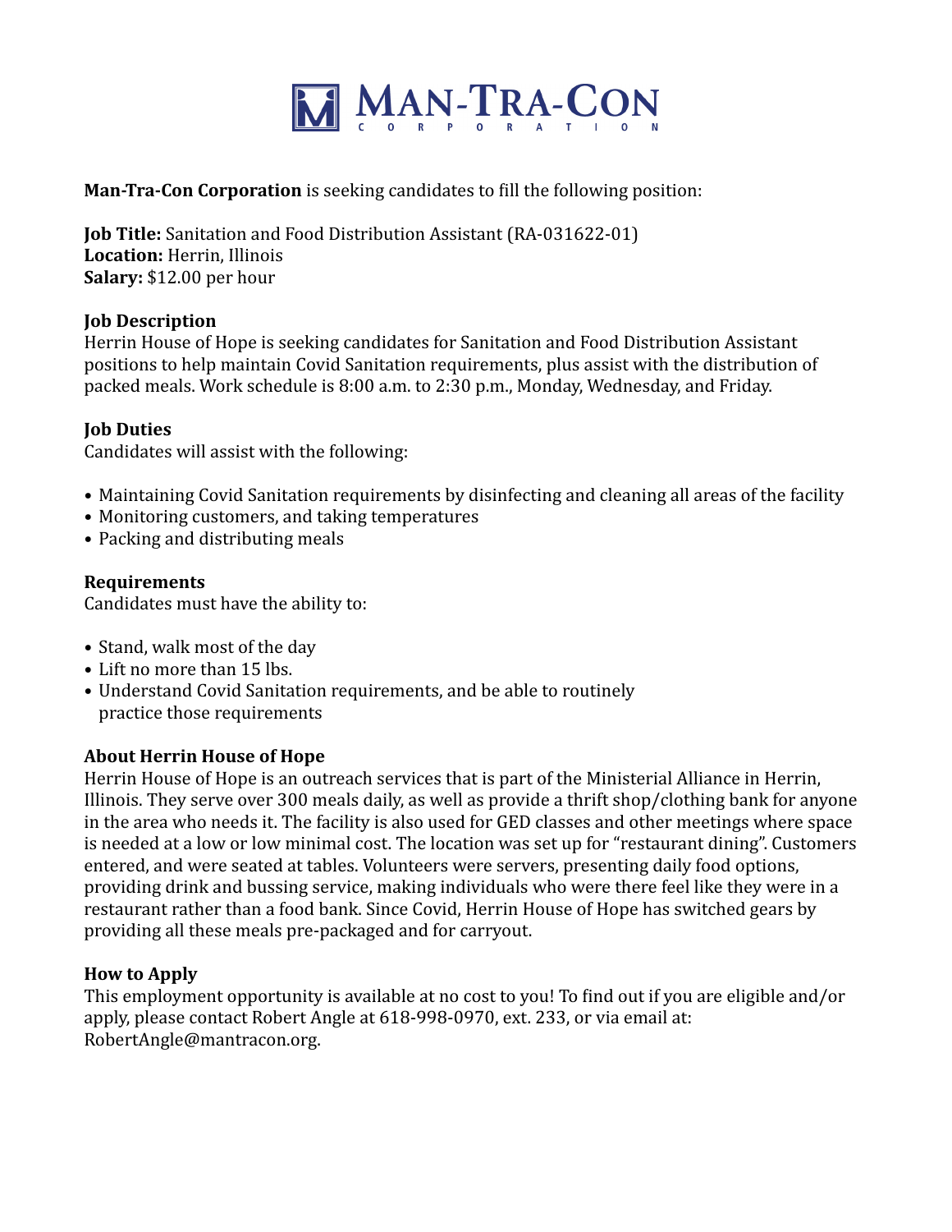# MAN-TRA-CON CORPORATION

**Man-Tra-Con Corporation** is seeking candidates to fill the following position:

**Job Title:** Sanitation and Food Distribution Assistant (RA-031622-01)
**Location:** Herrin, Illinois
**Salary:** $12.00 per hour

**Job Description**
Herrin House of Hope is seeking candidates for Sanitation and Food Distribution Assistant positions to help maintain Covid Sanitation requirements, plus assist with the distribution of packed meals. Work schedule is 8:00 a.m. to 2:30 p.m., Monday, Wednesday, and Friday.

**Job Duties**
Candidates will assist with the following:

- Maintaining Covid Sanitation requirements by disinfecting and cleaning all areas of the facility
- Monitoring customers, and taking temperatures
- Packing and distributing meals

**Requirements**
Candidates must have the ability to:

- Stand, walk most of the day
- Lift no more than 15 lbs.
- Understand Covid Sanitation requirements, and be able to routinely practice those requirements

**About Herrin House of Hope**
Herrin House of Hope is an outreach services that is part of the Ministerial Alliance in Herrin, Illinois. They serve over 300 meals daily, as well as provide a thrift shop/clothing bank for anyone in the area who needs it. The facility is also used for GED classes and other meetings where space is needed at a low or low minimal cost. The location was set up for "restaurant dining". Customers entered, and were seated at tables. Volunteers were servers, presenting daily food options, providing drink and bussing service, making individuals who were there feel like they were in a restaurant rather than a food bank. Since Covid, Herrin House of Hope has switched gears by providing all these meals pre-packaged and for carryout.

**How to Apply**
This employment opportunity is available at no cost to you! To find out if you are eligible and/or apply, please contact Robert Angle at 618-998-0970, ext. 233, or via email at: RobertAngle@mantracon.org.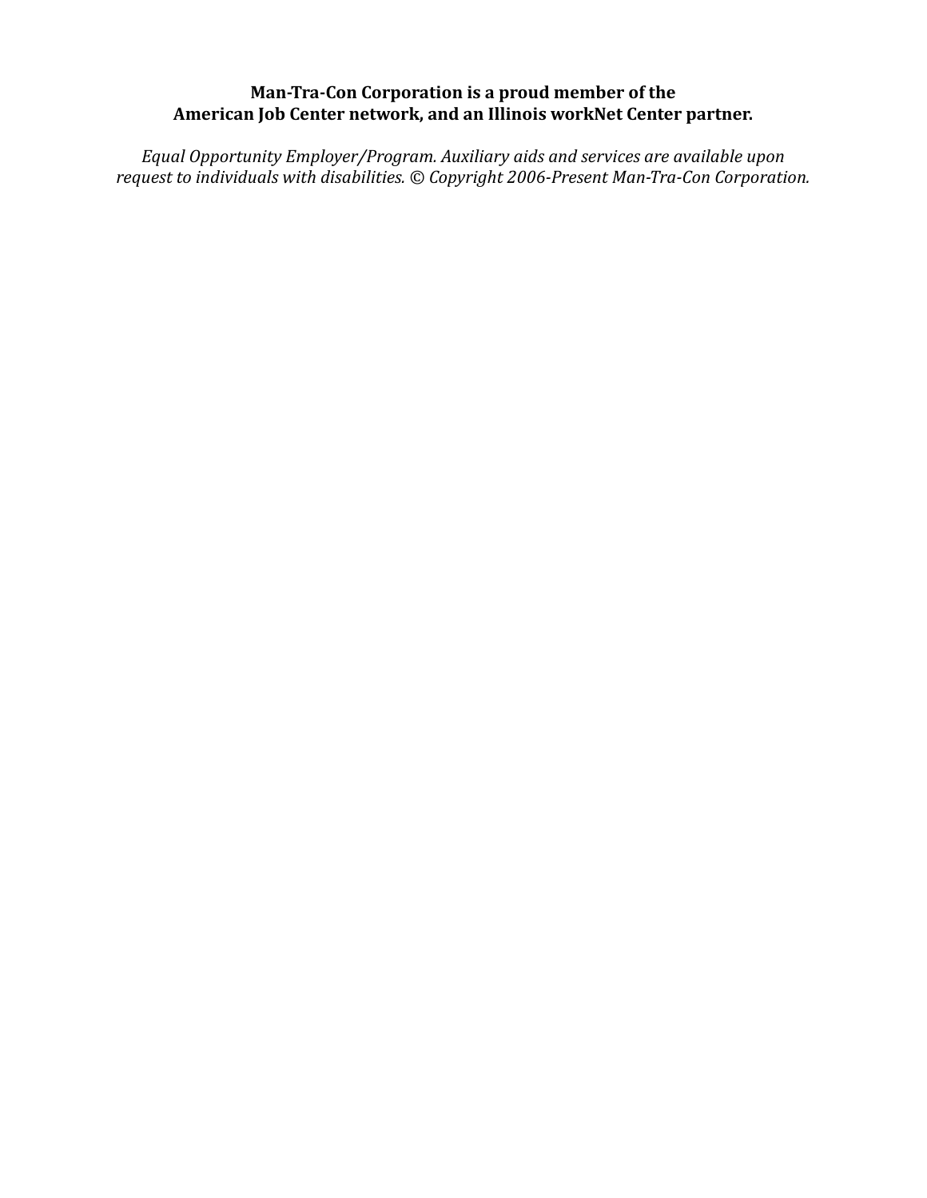**Man-Tra-Con Corporation is a proud member of the American Job Center network, and an Illinois workNet Center partner.**

*Equal Opportunity Employer/Program. Auxiliary aids and services are available upon request to individuals with disabilities. © Copyright 2006-Present Man-Tra-Con Corporation.*